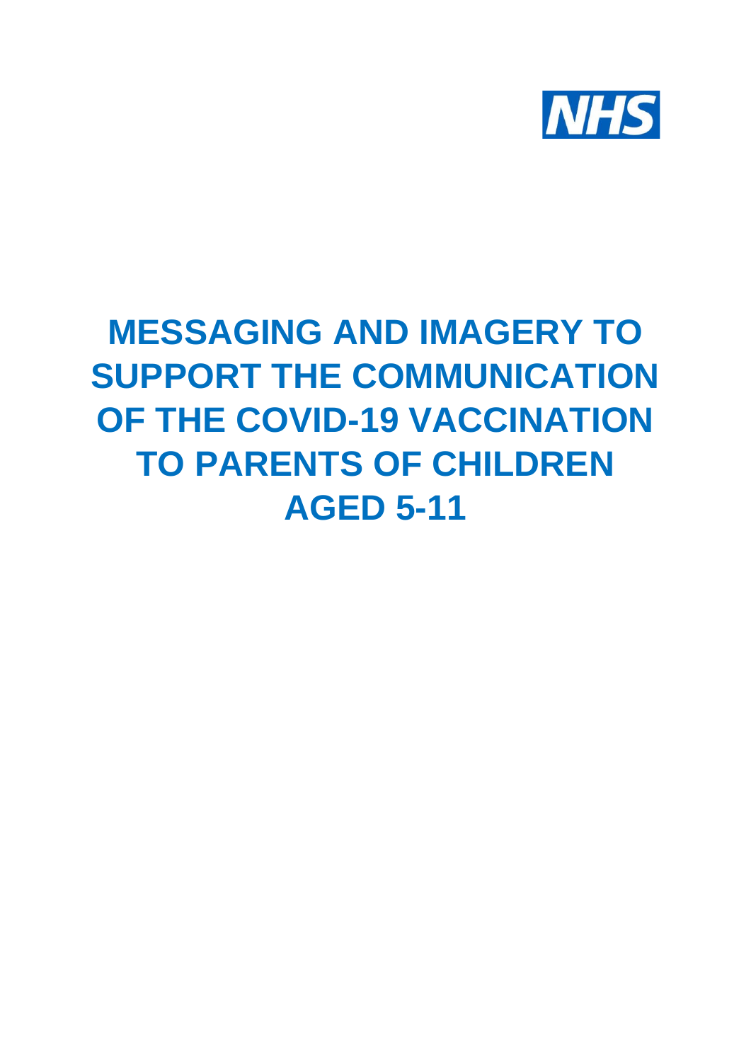NHS

# MESSAGING AND IMAGERY TO SUPPORT THE COMMUNICATION OF THE COVID-19 VACCINATION TO PARENTS OF CHILDREN AGED 5-11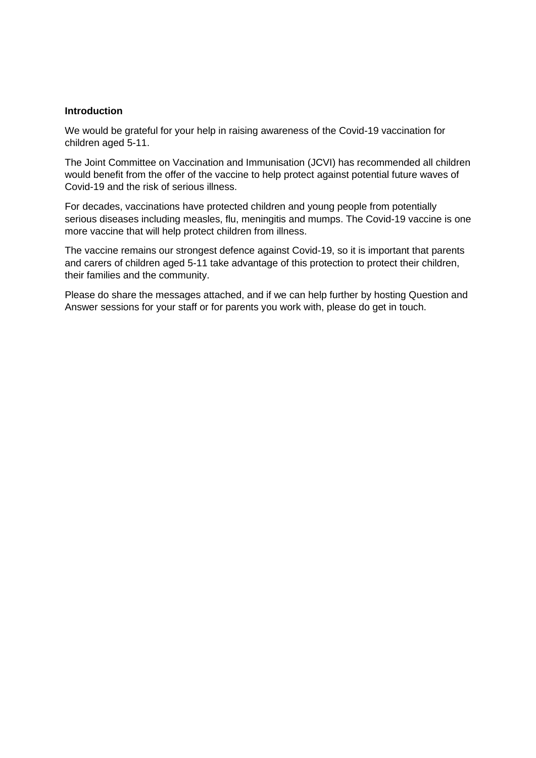**Introduction**

We would be grateful for your help in raising awareness of the Covid-19 vaccination for children aged 5-11.

The Joint Committee on Vaccination and Immunisation (JCVI) has recommended all children would benefit from the offer of the vaccine to help protect against potential future waves of Covid-19 and the risk of serious illness.

For decades, vaccinations have protected children and young people from potentially serious diseases including measles, flu, meningitis and mumps. The Covid-19 vaccine is one more vaccine that will help protect children from illness.

The vaccine remains our strongest defence against Covid-19, so it is important that parents and carers of children aged 5-11 take advantage of this protection to protect their children, their families and the community.

Please do share the messages attached, and if we can help further by hosting Question and Answer sessions for your staff or for parents you work with, please do get in touch.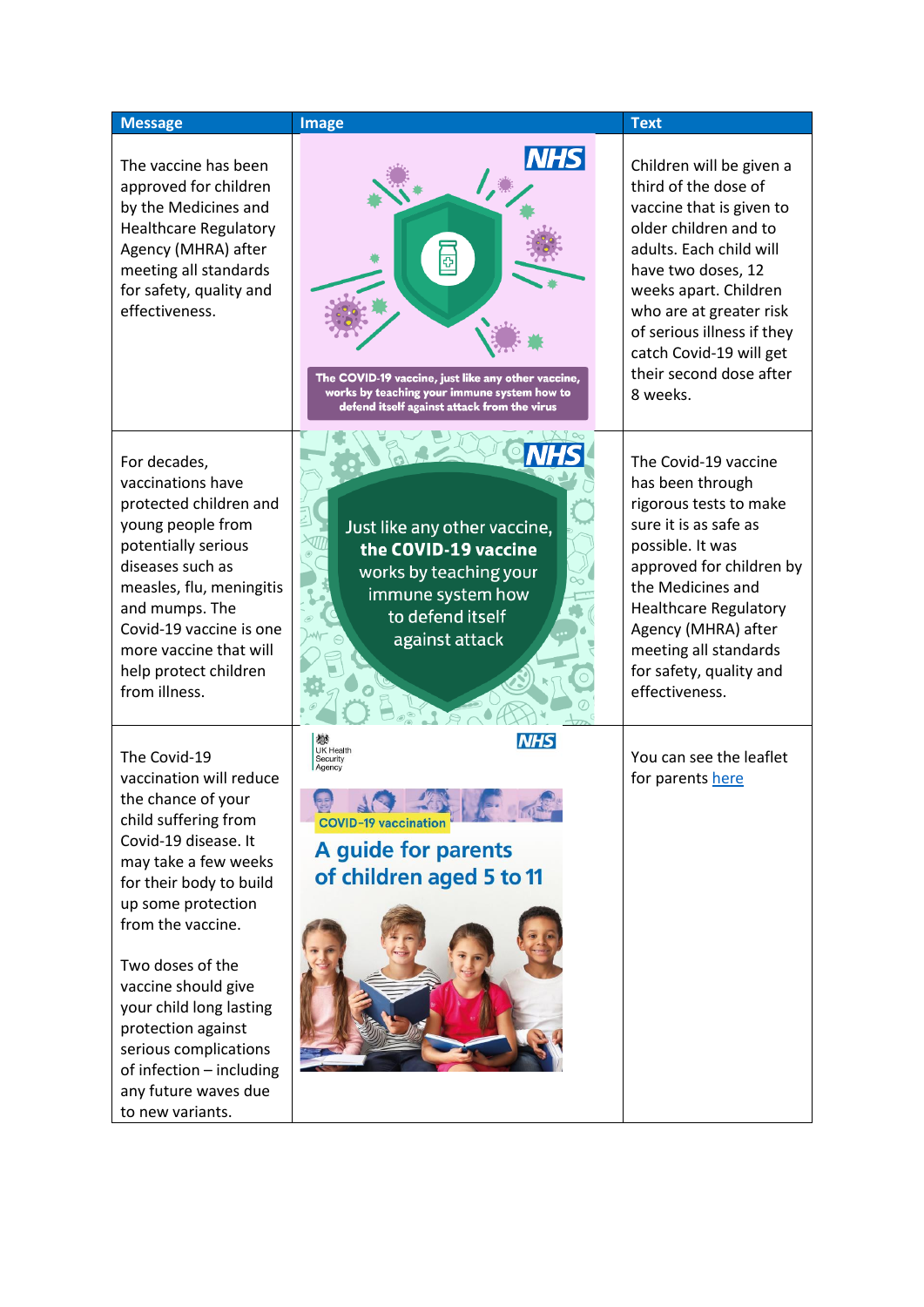| Message | Image | Text |
|---|---|---|
| The vaccine has been approved for children by the Medicines and Healthcare Regulatory Agency (MHRA) after meeting all standards for safety, quality and effectiveness. | NHS The COVID-19 vaccine, just like any other vaccine, works by teaching your immune system how to defend itself against attack from the virus | Children will be given a third of the dose of vaccine that is given to older children and to adults. Each child will have two doses, 12 weeks apart. Children who are at greater risk of serious illness if they catch Covid-19 will get their second dose after 8 weeks. |
| For decades, vaccinations have protected children and young people from potentially serious diseases such as measles, flu, meningitis and mumps. The Covid-19 vaccine is one more vaccine that will help protect children from illness. | NHS Just like any other vaccine, **the COVID-19 vaccine** works by teaching your immune system how to defend itself against attack | The Covid-19 vaccine has been through rigorous tests to make sure it is as safe as possible. It was approved for children by the Medicines and Healthcare Regulatory Agency (MHRA) after meeting all standards for safety, quality and effectiveness. |
| The Covid-19 vaccination will reduce the chance of your child suffering from Covid-19 disease. It may take a few weeks for their body to build up some protection from the vaccine.<br><br>Two doses of the vaccine should give your child long lasting protection against serious complications of infection – including any future waves due to new variants. | UK Health Security Agency NHS COVID-19 vaccination A guide for parents of children aged 5 to 11 | You can see the leaflet for parents here |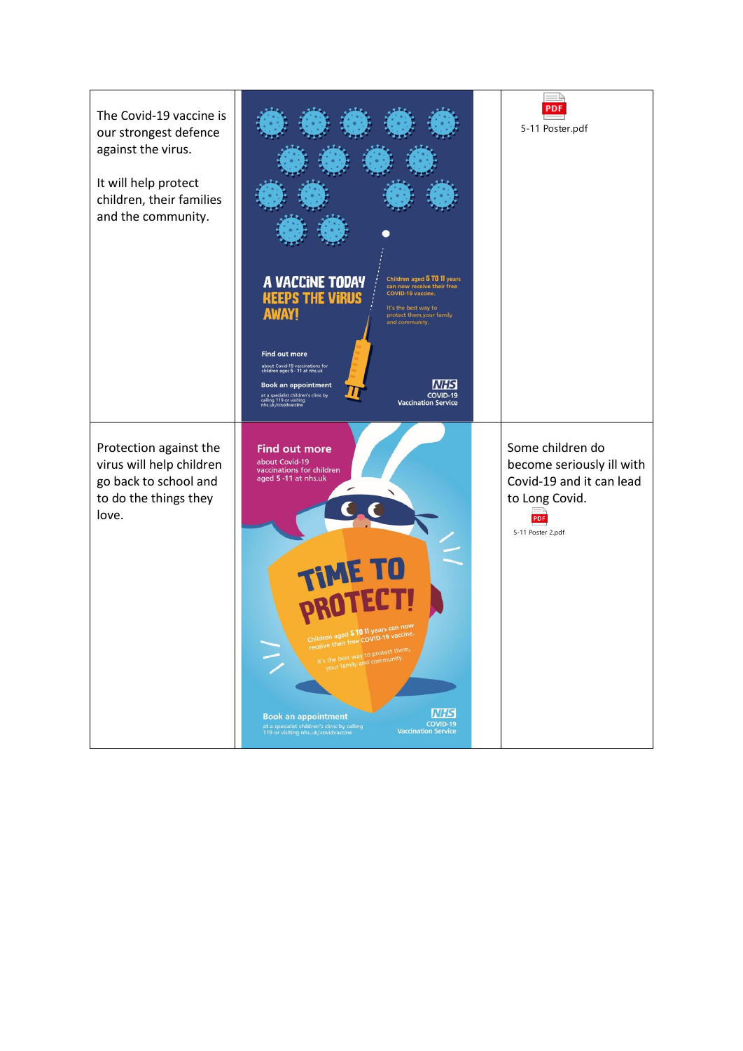| | | |
|---|---|---|
| The Covid-19 vaccine is our strongest defence against the virus.<br><br>It will help protect children, their families and the community. | A VACCINE TODAY KEEPS THE VIRUS AWAY!<br><br>Children aged 5 TO 11 years can now receive their free COVID-19 vaccine.<br><br>It's the best way to protect them, your family and community.<br><br>Find out more about Covid-19 vaccinations for children aged 5 - 11 at nhs.uk<br><br>Book an appointment at a specialist children's clinic by calling 119 or visiting nhs.uk/covidvaccine<br><br>NHS COVID-19 Vaccination Service | 5-11 Poster.pdf |
| Protection against the virus will help children go back to school and to do the things they love. | Find out more about Covid-19 vaccinations for children aged 5 -11 at nhs.uk<br><br>TIME TO PROTECT!<br><br>Children aged 5 TO 11 years can now receive their free COVID-19 vaccine.<br><br>It's the best way to protect them, your family and community.<br><br>Book an appointment at a specialist children's clinic by calling 119 or visiting nhs.uk/covidvaccine<br><br>NHS COVID-19 Vaccination Service | Some children do become seriously ill with Covid-19 and it can lead to Long Covid.<br><br>5-11 Poster 2.pdf |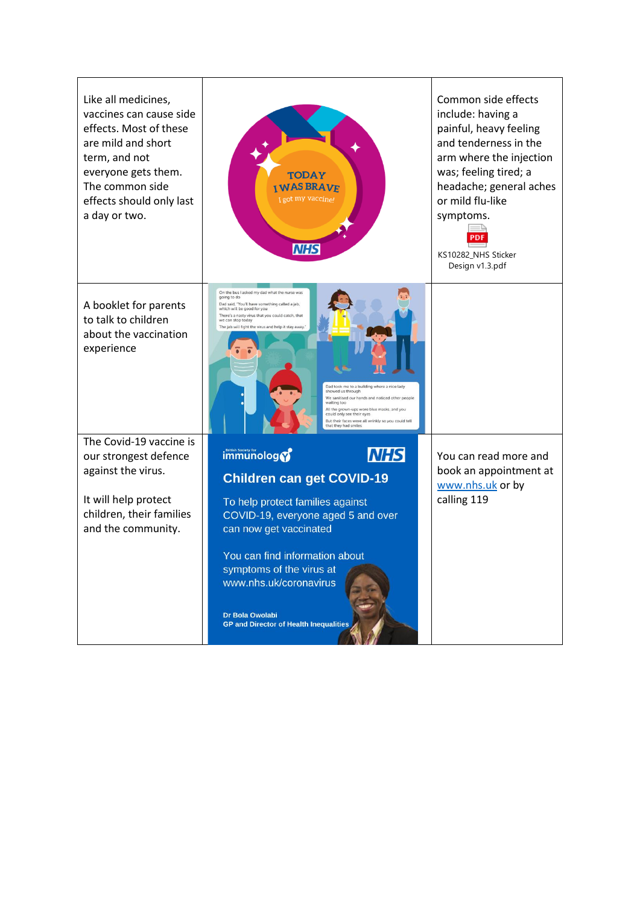| | | |
|---|---|---|
| Like all medicines, vaccines can cause side effects. Most of these are mild and short term, and not everyone gets them. The common side effects should only last a day or two. | TODAY I WAS BRAVE I got my vaccine! NHS | Common side effects include: having a painful, heavy feeling and tenderness in the arm where the injection was; feeling tired; a headache; general aches or mild flu-like symptoms. KS10282_NHS Sticker Design v1.3.pdf |
| A booklet for parents to talk to children about the vaccination experience | On the bus I asked my dad what the nurse was going to do. Dad said, 'You'll have something called a jab, which will be good for you.' There's a nasty virus that you could catch, that we can stop today. The jab will fight the virus and help it stay away. Dad took me to a building where a nice lady showed us through. We sanitised our hands and noticed other people waiting too. All the grown-ups wore blue masks, and you could only see their eyes. But their faces were all wrinkly so you could tell that they had smiles. | |
| The Covid-19 vaccine is our strongest defence against the virus.<br><br>It will help protect children, their families and the community. | British Society for immunology NHS **Children can get COVID-19** To help protect families against COVID-19, everyone aged 5 and over can now get vaccinated. You can find information about symptoms of the virus at www.nhs.uk/coronavirus Dr Bola Owolabi GP and Director of Health Inequalities | You can read more and book an appointment at www.nhs.uk or by calling 119 |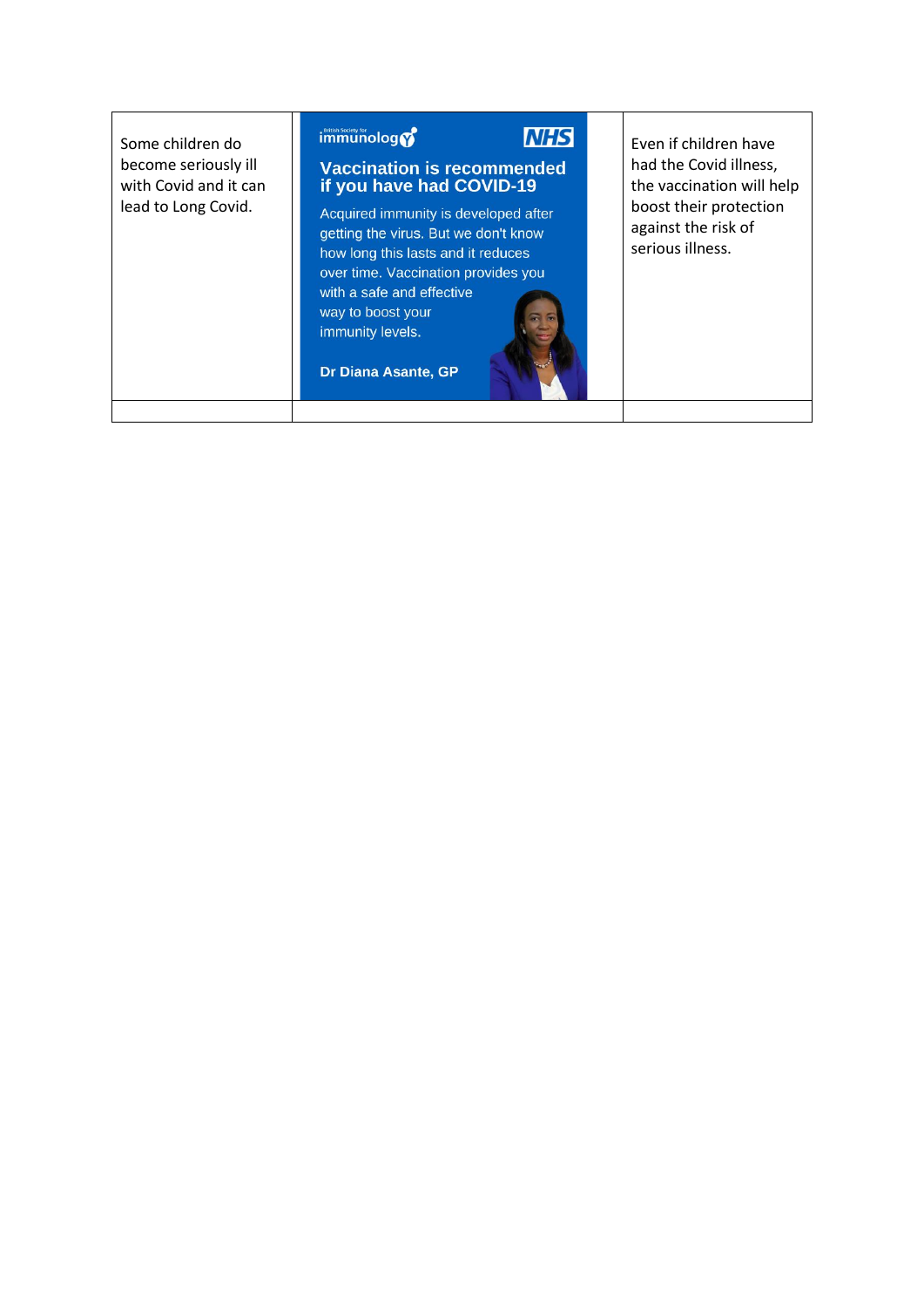| | | |
|---|---|---|
| Some children do become seriously ill with Covid and it can lead to Long Covid. | British Society for immunology NHS **Vaccination is recommended if you have had COVID-19** Acquired immunity is developed after getting the virus. But we don't know how long this lasts and it reduces over time. Vaccination provides you with a safe and effective way to boost your immunity levels. **Dr Diana Asante, GP** | Even if children have had the Covid illness, the vaccination will help boost their protection against the risk of serious illness. |
| | | |